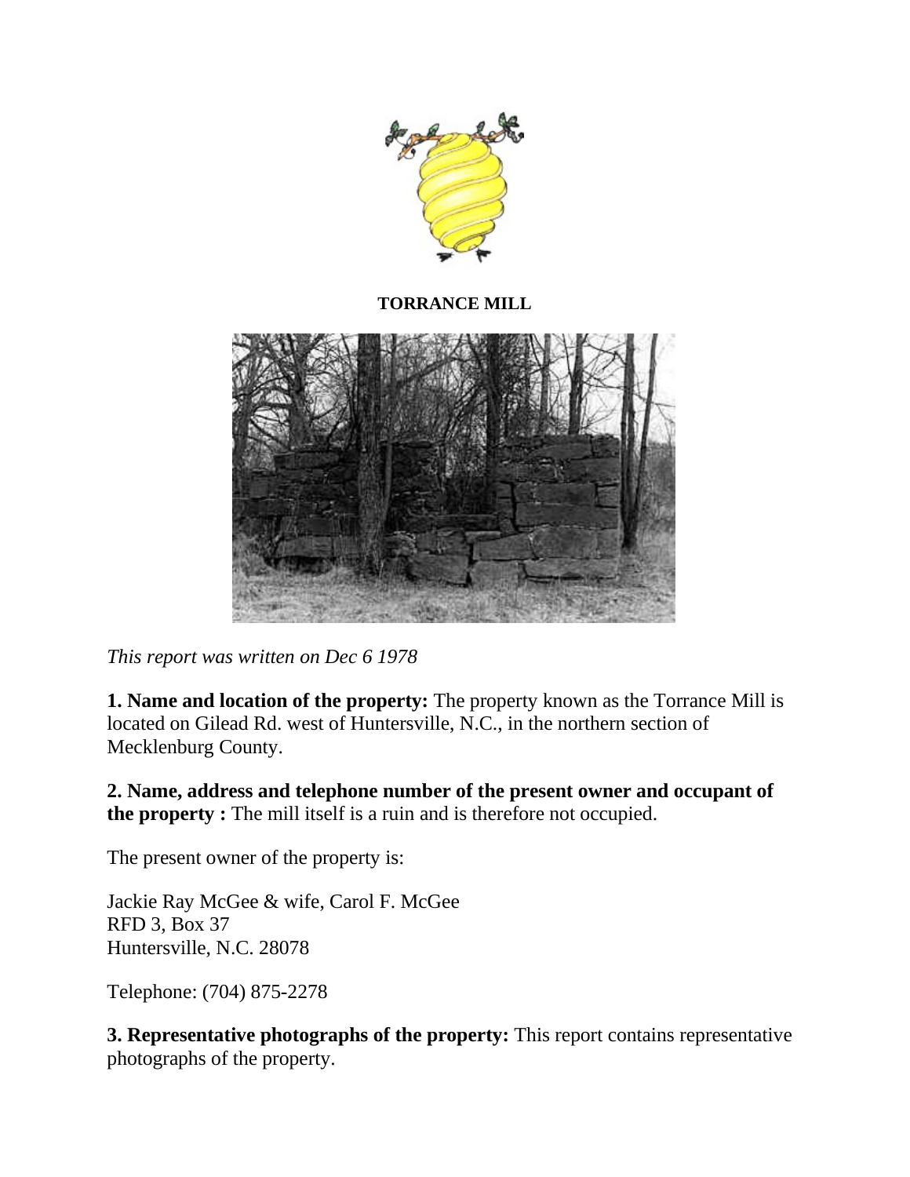**TORRANCE MILL**

*This report was written on Dec 6 1978*

**1. Name and location of the property:** The property known as the Torrance Mill is located on Gilead Rd. west of Huntersville, N.C., in the northern section of Mecklenburg County.

**2. Name, address and telephone number of the present owner and occupant of the property :** The mill itself is a ruin and is therefore not occupied.

The present owner of the property is:

Jackie Ray McGee & wife, Carol F. McGee
RFD 3, Box 37
Huntersville, N.C. 28078

Telephone: (704) 875-2278

**3. Representative photographs of the property:** This report contains representative photographs of the property.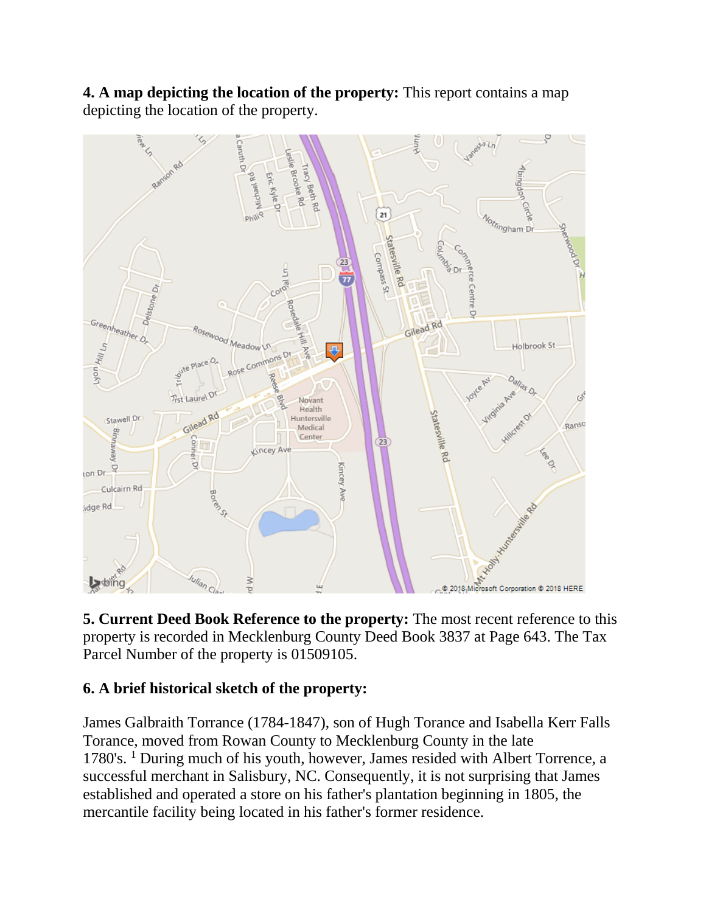**4. A map depicting the location of the property:** This report contains a map depicting the location of the property.

**5. Current Deed Book Reference to the property:** The most recent reference to this property is recorded in Mecklenburg County Deed Book 3837 at Page 643. The Tax Parcel Number of the property is 01509105.

**6. A brief historical sketch of the property:**

James Galbraith Torrance (1784-1847), son of Hugh Torance and Isabella Kerr Falls Torance, moved from Rowan County to Mecklenburg County in the late 1780's. [1] During much of his youth, however, James resided with Albert Torrence, a successful merchant in Salisbury, NC. Consequently, it is not surprising that James established and operated a store on his father's plantation beginning in 1805, the mercantile facility being located in his father's former residence.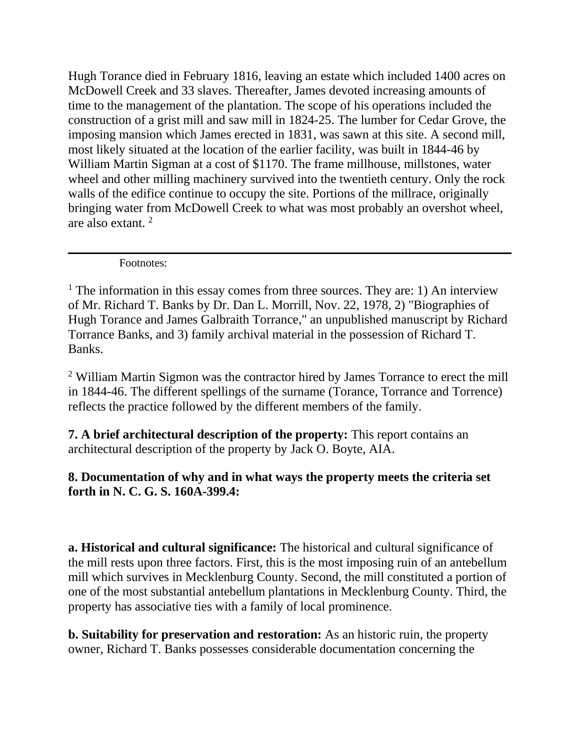Hugh Torance died in February 1816, leaving an estate which included 1400 acres on McDowell Creek and 33 slaves. Thereafter, James devoted increasing amounts of time to the management of the plantation. The scope of his operations included the construction of a grist mill and saw mill in 1824-25. The lumber for Cedar Grove, the imposing mansion which James erected in 1831, was sawn at this site. A second mill, most likely situated at the location of the earlier facility, was built in 1844-46 by William Martin Sigman at a cost of $1170. The frame millhouse, millstones, water wheel and other milling machinery survived into the twentieth century. Only the rock walls of the edifice continue to occupy the site. Portions of the millrace, originally bringing water from McDowell Creek to what was most probably an overshot wheel, are also extant. [2]

---

Footnotes:

[1] The information in this essay comes from three sources. They are: 1) An interview of Mr. Richard T. Banks by Dr. Dan L. Morrill, Nov. 22, 1978, 2) "Biographies of Hugh Torance and James Galbraith Torrance," an unpublished manuscript by Richard Torrance Banks, and 3) family archival material in the possession of Richard T. Banks.

[2] William Martin Sigmon was the contractor hired by James Torrance to erect the mill in 1844-46. The different spellings of the surname (Torance, Torrance and Torrence) reflects the practice followed by the different members of the family.

**7. A brief architectural description of the property:** This report contains an architectural description of the property by Jack O. Boyte, AIA.

**8. Documentation of why and in what ways the property meets the criteria set forth in N. C. G. S. 160A-399.4:**

**a. Historical and cultural significance:** The historical and cultural significance of the mill rests upon three factors. First, this is the most imposing ruin of an antebellum mill which survives in Mecklenburg County. Second, the mill constituted a portion of one of the most substantial antebellum plantations in Mecklenburg County. Third, the property has associative ties with a family of local prominence.

**b. Suitability for preservation and restoration:** As an historic ruin, the property owner, Richard T. Banks possesses considerable documentation concerning the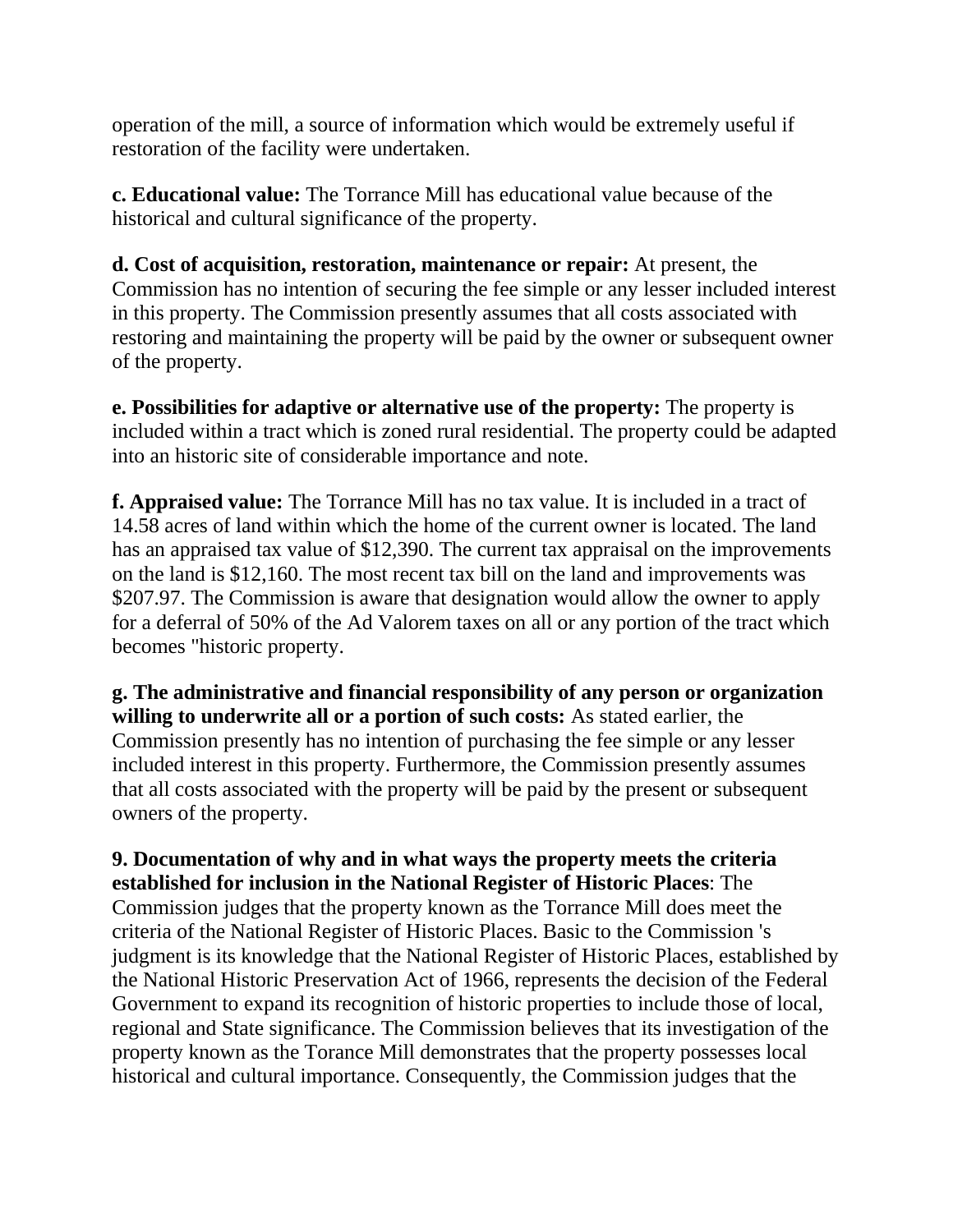operation of the mill, a source of information which would be extremely useful if restoration of the facility were undertaken.

**c. Educational value:** The Torrance Mill has educational value because of the historical and cultural significance of the property.

**d. Cost of acquisition, restoration, maintenance or repair:** At present, the Commission has no intention of securing the fee simple or any lesser included interest in this property. The Commission presently assumes that all costs associated with restoring and maintaining the property will be paid by the owner or subsequent owner of the property.

**e. Possibilities for adaptive or alternative use of the property:** The property is included within a tract which is zoned rural residential. The property could be adapted into an historic site of considerable importance and note.

**f. Appraised value:** The Torrance Mill has no tax value. It is included in a tract of 14.58 acres of land within which the home of the current owner is located. The land has an appraised tax value of $12,390. The current tax appraisal on the improvements on the land is $12,160. The most recent tax bill on the land and improvements was $207.97. The Commission is aware that designation would allow the owner to apply for a deferral of 50% of the Ad Valorem taxes on all or any portion of the tract which becomes "historic property.

**g. The administrative and financial responsibility of any person or organization willing to underwrite all or a portion of such costs:** As stated earlier, the Commission presently has no intention of purchasing the fee simple or any lesser included interest in this property. Furthermore, the Commission presently assumes that all costs associated with the property will be paid by the present or subsequent owners of the property.

**9. Documentation of why and in what ways the property meets the criteria established for inclusion in the National Register of Historic Places**: The Commission judges that the property known as the Torrance Mill does meet the criteria of the National Register of Historic Places. Basic to the Commission 's judgment is its knowledge that the National Register of Historic Places, established by the National Historic Preservation Act of 1966, represents the decision of the Federal Government to expand its recognition of historic properties to include those of local, regional and State significance. The Commission believes that its investigation of the property known as the Torance Mill demonstrates that the property possesses local historical and cultural importance. Consequently, the Commission judges that the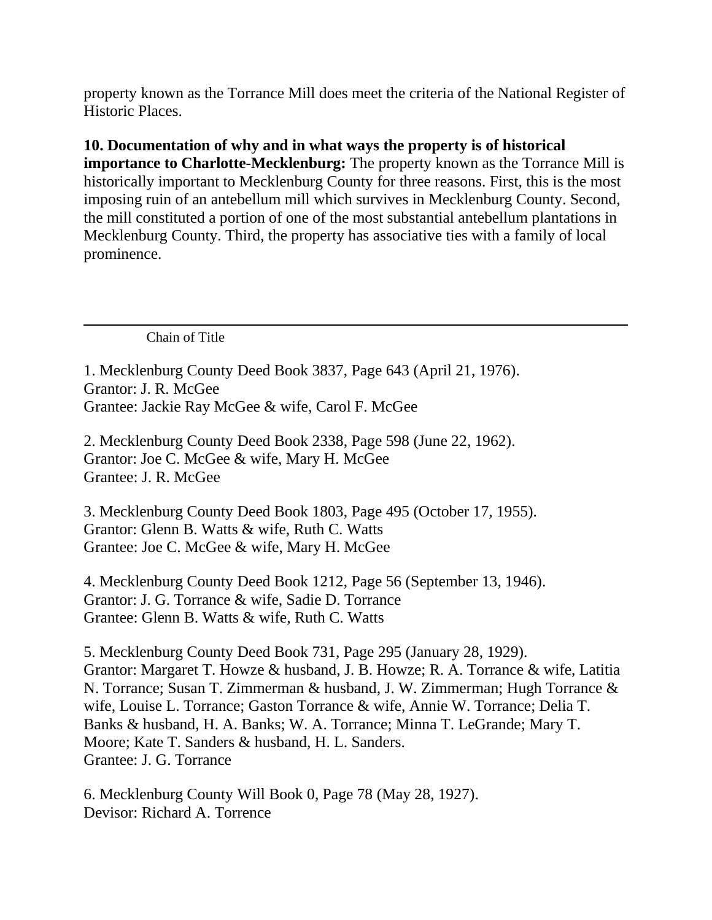property known as the Torrance Mill does meet the criteria of the National Register of Historic Places.

**10. Documentation of why and in what ways the property is of historical importance to Charlotte-Mecklenburg:** The property known as the Torrance Mill is historically important to Mecklenburg County for three reasons. First, this is the most imposing ruin of an antebellum mill which survives in Mecklenburg County. Second, the mill constituted a portion of one of the most substantial antebellum plantations in Mecklenburg County. Third, the property has associative ties with a family of local prominence.

---

Chain of Title

1. Mecklenburg County Deed Book 3837, Page 643 (April 21, 1976).
Grantor: J. R. McGee
Grantee: Jackie Ray McGee & wife, Carol F. McGee

2. Mecklenburg County Deed Book 2338, Page 598 (June 22, 1962).
Grantor: Joe C. McGee & wife, Mary H. McGee
Grantee: J. R. McGee

3. Mecklenburg County Deed Book 1803, Page 495 (October 17, 1955).
Grantor: Glenn B. Watts & wife, Ruth C. Watts
Grantee: Joe C. McGee & wife, Mary H. McGee

4. Mecklenburg County Deed Book 1212, Page 56 (September 13, 1946).
Grantor: J. G. Torrance & wife, Sadie D. Torrance
Grantee: Glenn B. Watts & wife, Ruth C. Watts

5. Mecklenburg County Deed Book 731, Page 295 (January 28, 1929).
Grantor: Margaret T. Howze & husband, J. B. Howze; R. A. Torrance & wife, Latitia N. Torrance; Susan T. Zimmerman & husband, J. W. Zimmerman; Hugh Torrance & wife, Louise L. Torrance; Gaston Torrance & wife, Annie W. Torrance; Delia T. Banks & husband, H. A. Banks; W. A. Torrance; Minna T. LeGrande; Mary T. Moore; Kate T. Sanders & husband, H. L. Sanders.
Grantee: J. G. Torrance

6. Mecklenburg County Will Book 0, Page 78 (May 28, 1927).
Devisor: Richard A. Torrence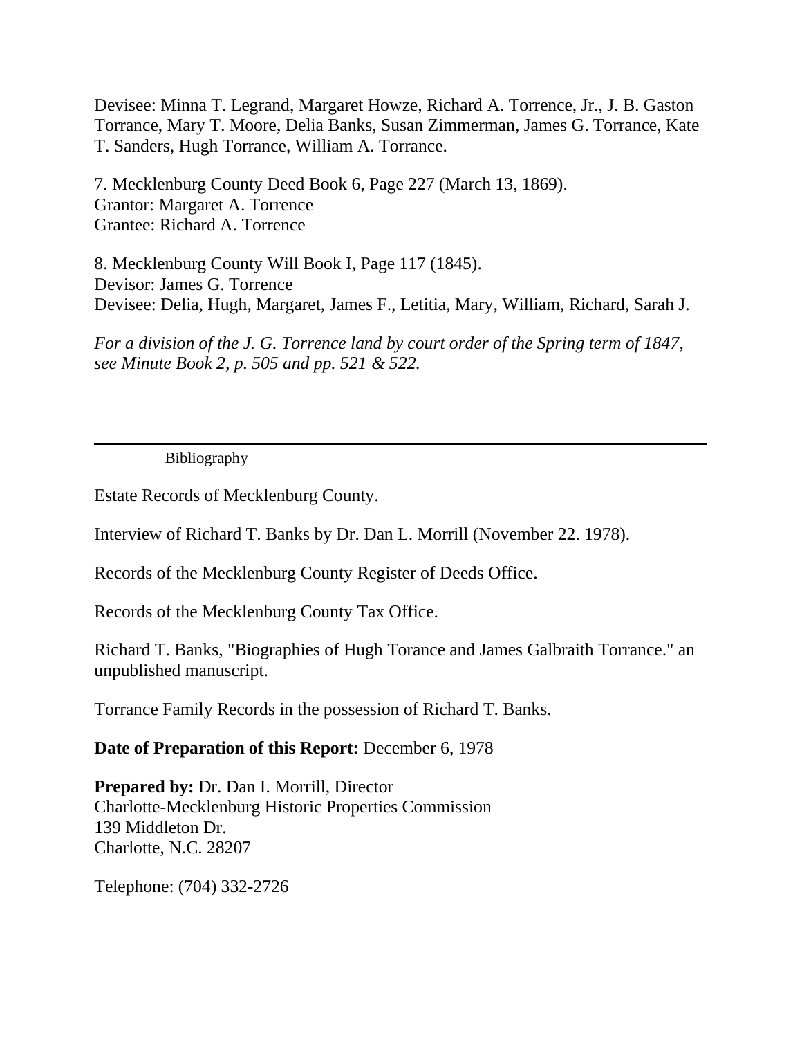Devisee: Minna T. Legrand, Margaret Howze, Richard A. Torrence, Jr., J. B. Gaston Torrance, Mary T. Moore, Delia Banks, Susan Zimmerman, James G. Torrance, Kate T. Sanders, Hugh Torrance, William A. Torrance.

7. Mecklenburg County Deed Book 6, Page 227 (March 13, 1869).
Grantor: Margaret A. Torrence
Grantee: Richard A. Torrence

8. Mecklenburg County Will Book I, Page 117 (1845).
Devisor: James G. Torrence
Devisee: Delia, Hugh, Margaret, James F., Letitia, Mary, William, Richard, Sarah J.

*For a division of the J. G. Torrence land by court order of the Spring term of 1847, see Minute Book 2, p. 505 and pp. 521 & 522.*

---

Bibliography

Estate Records of Mecklenburg County.

Interview of Richard T. Banks by Dr. Dan L. Morrill (November 22. 1978).

Records of the Mecklenburg County Register of Deeds Office.

Records of the Mecklenburg County Tax Office.

Richard T. Banks, "Biographies of Hugh Torance and James Galbraith Torrance." an unpublished manuscript.

Torrance Family Records in the possession of Richard T. Banks.

**Date of Preparation of this Report:** December 6, 1978

**Prepared by:** Dr. Dan I. Morrill, Director
Charlotte-Mecklenburg Historic Properties Commission
139 Middleton Dr.
Charlotte, N.C. 28207

Telephone: (704) 332-2726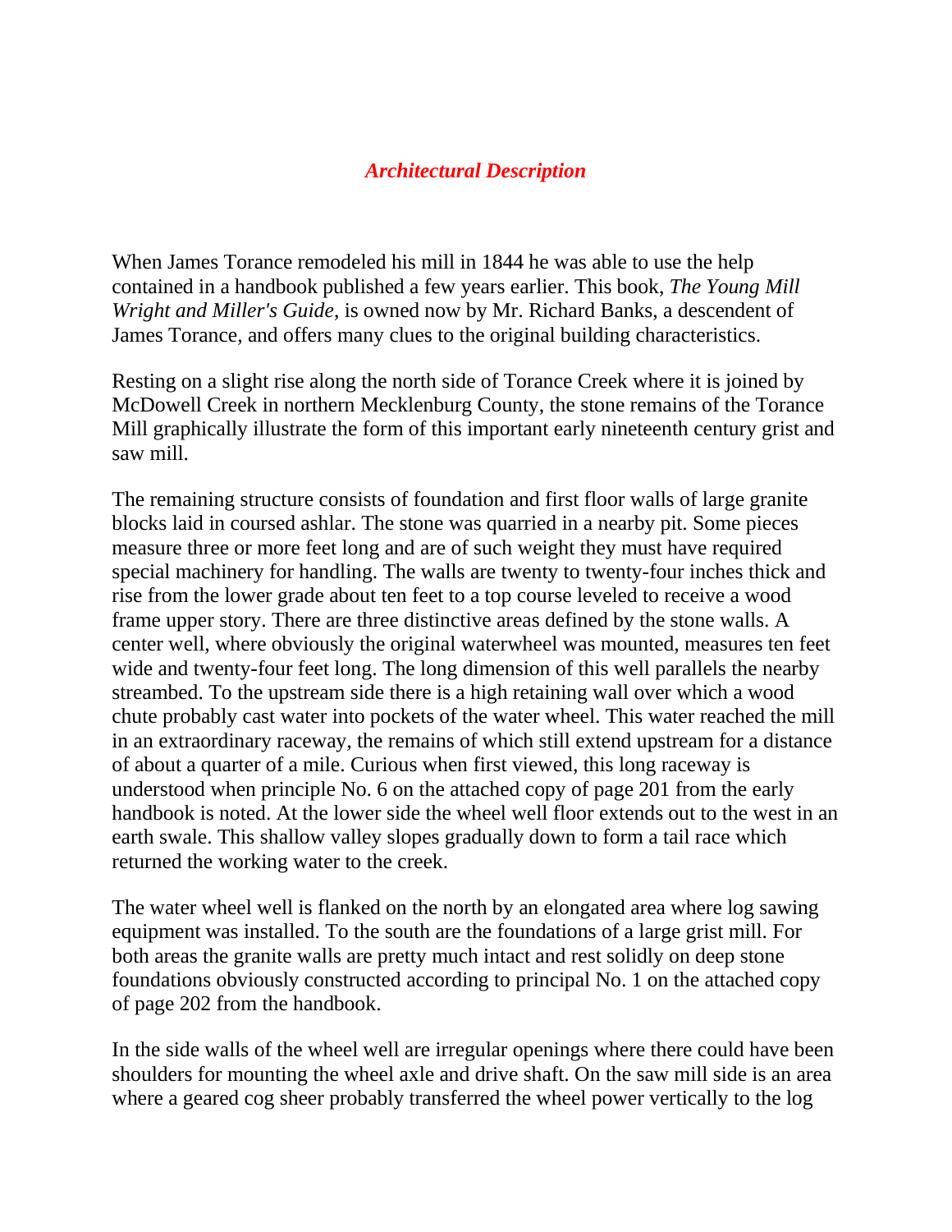## *Architectural Description*

When James Torance remodeled his mill in 1844 he was able to use the help contained in a handbook published a few years earlier. This book, *The Young Mill Wright and Miller's Guide*, is owned now by Mr. Richard Banks, a descendent of James Torance, and offers many clues to the original building characteristics.

Resting on a slight rise along the north side of Torance Creek where it is joined by McDowell Creek in northern Mecklenburg County, the stone remains of the Torance Mill graphically illustrate the form of this important early nineteenth century grist and saw mill.

The remaining structure consists of foundation and first floor walls of large granite blocks laid in coursed ashlar. The stone was quarried in a nearby pit. Some pieces measure three or more feet long and are of such weight they must have required special machinery for handling. The walls are twenty to twenty-four inches thick and rise from the lower grade about ten feet to a top course leveled to receive a wood frame upper story. There are three distinctive areas defined by the stone walls. A center well, where obviously the original waterwheel was mounted, measures ten feet wide and twenty-four feet long. The long dimension of this well parallels the nearby streambed. To the upstream side there is a high retaining wall over which a wood chute probably cast water into pockets of the water wheel. This water reached the mill in an extraordinary raceway, the remains of which still extend upstream for a distance of about a quarter of a mile. Curious when first viewed, this long raceway is understood when principle No. 6 on the attached copy of page 201 from the early handbook is noted. At the lower side the wheel well floor extends out to the west in an earth swale. This shallow valley slopes gradually down to form a tail race which returned the working water to the creek.

The water wheel well is flanked on the north by an elongated area where log sawing equipment was installed. To the south are the foundations of a large grist mill. For both areas the granite walls are pretty much intact and rest solidly on deep stone foundations obviously constructed according to principal No. 1 on the attached copy of page 202 from the handbook.

In the side walls of the wheel well are irregular openings where there could have been shoulders for mounting the wheel axle and drive shaft. On the saw mill side is an area where a geared cog sheer probably transferred the wheel power vertically to the log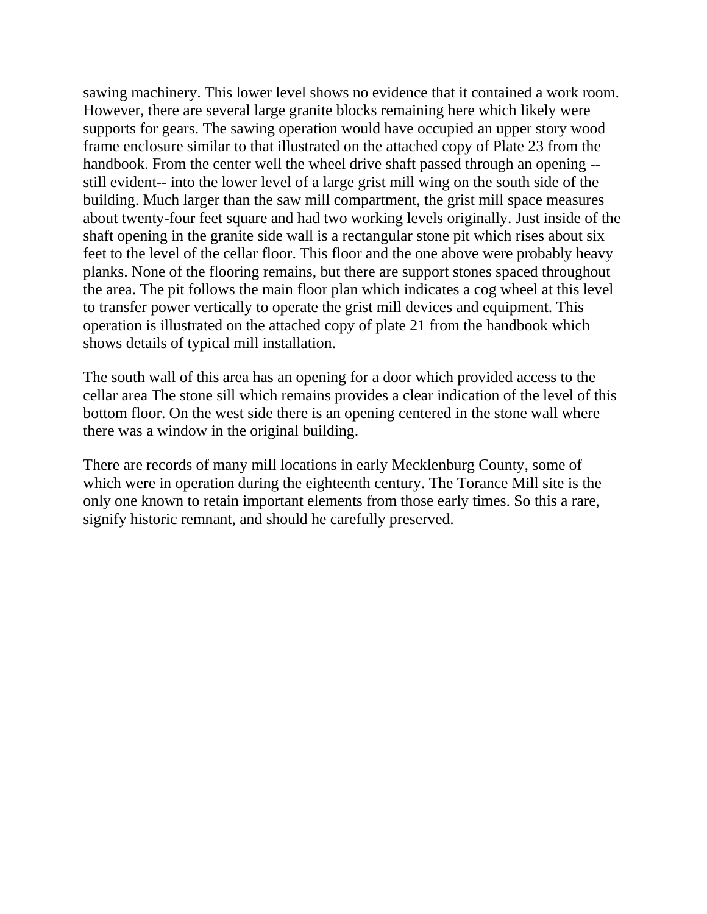sawing machinery. This lower level shows no evidence that it contained a work room. However, there are several large granite blocks remaining here which likely were supports for gears. The sawing operation would have occupied an upper story wood frame enclosure similar to that illustrated on the attached copy of Plate 23 from the handbook. From the center well the wheel drive shaft passed through an opening -- still evident-- into the lower level of a large grist mill wing on the south side of the building. Much larger than the saw mill compartment, the grist mill space measures about twenty-four feet square and had two working levels originally. Just inside of the shaft opening in the granite side wall is a rectangular stone pit which rises about six feet to the level of the cellar floor. This floor and the one above were probably heavy planks. None of the flooring remains, but there are support stones spaced throughout the area. The pit follows the main floor plan which indicates a cog wheel at this level to transfer power vertically to operate the grist mill devices and equipment. This operation is illustrated on the attached copy of plate 21 from the handbook which shows details of typical mill installation.

The south wall of this area has an opening for a door which provided access to the cellar area The stone sill which remains provides a clear indication of the level of this bottom floor. On the west side there is an opening centered in the stone wall where there was a window in the original building.

There are records of many mill locations in early Mecklenburg County, some of which were in operation during the eighteenth century. The Torance Mill site is the only one known to retain important elements from those early times. So this a rare, signify historic remnant, and should he carefully preserved.